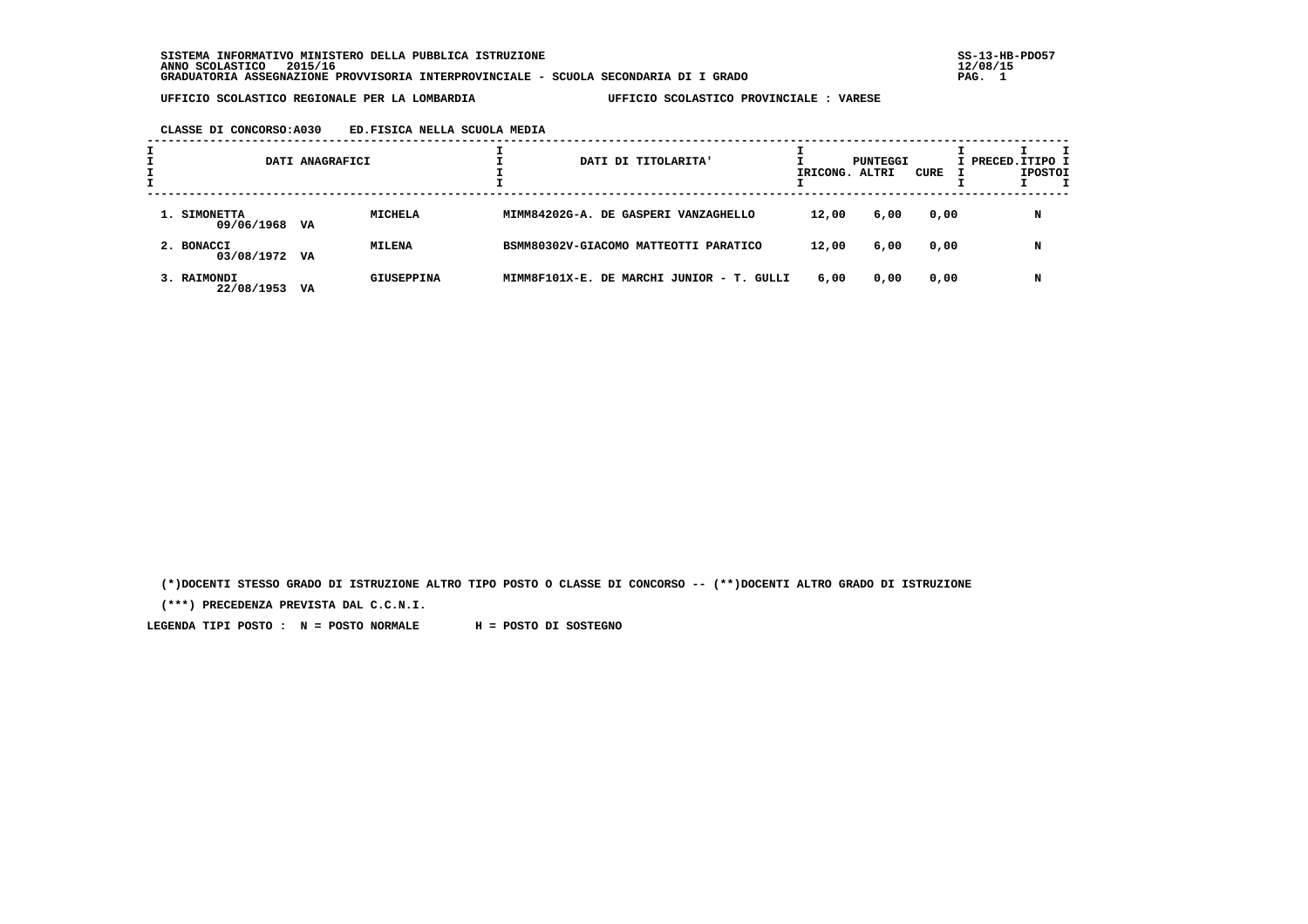SISTEMA INFORMATIVO MINISTERO DELLA PUBBLICA ISTRUZIONE
ANNO SCOLASTICO 2015/16
GRADUATORIA ASSEGNAZIONE PROVVISORIA INTERPROVINCIALE - SCUOLA SECONDARIA DI I GRADO

SS-13-HB-PDO57
12/08/15

UFFICIO SCOLASTICO REGIONALE PER LA LOMBARDIA — UFFICIO SCOLASTICO PROVINCIALE : VARESE

CLASSE DI CONCORSO:A030 ED.FISICA NELLA SCUOLA MEDIA

| DATI ANAGRAFICI | | | DATI DI TITOLARITA' | PUNTEGGI RICONG. | PUNTEGGI ALTRI | PUNTEGGI CURE | PRECED. | TIPO POSTO |
|---|---|---|---|---|---|---|---|---|
| 1. SIMONETTA 09/06/1968 | VA | MICHELA | MIMM84202G-A. DE GASPERI VANZAGHELLO | 12,00 | 6,00 | 0,00 | | N |
| 2. BONACCI 03/08/1972 | VA | MILENA | BSMM80302V-GIACOMO MATTEOTTI PARATICO | 12,00 | 6,00 | 0,00 | | N |
| 3. RAIMONDI 22/08/1953 | VA | GIUSEPPINA | MIMM8F101X-E. DE MARCHI JUNIOR - T. GULLI | 6,00 | 0,00 | 0,00 | | N |

(*)DOCENTI STESSO GRADO DI ISTRUZIONE ALTRO TIPO POSTO O CLASSE DI CONCORSO -- (**)DOCENTI ALTRO GRADO DI ISTRUZIONE

(***) PRECEDENZA PREVISTA DAL C.C.N.I.

LEGENDA TIPI POSTO : N = POSTO NORMALE H = POSTO DI SOSTEGNO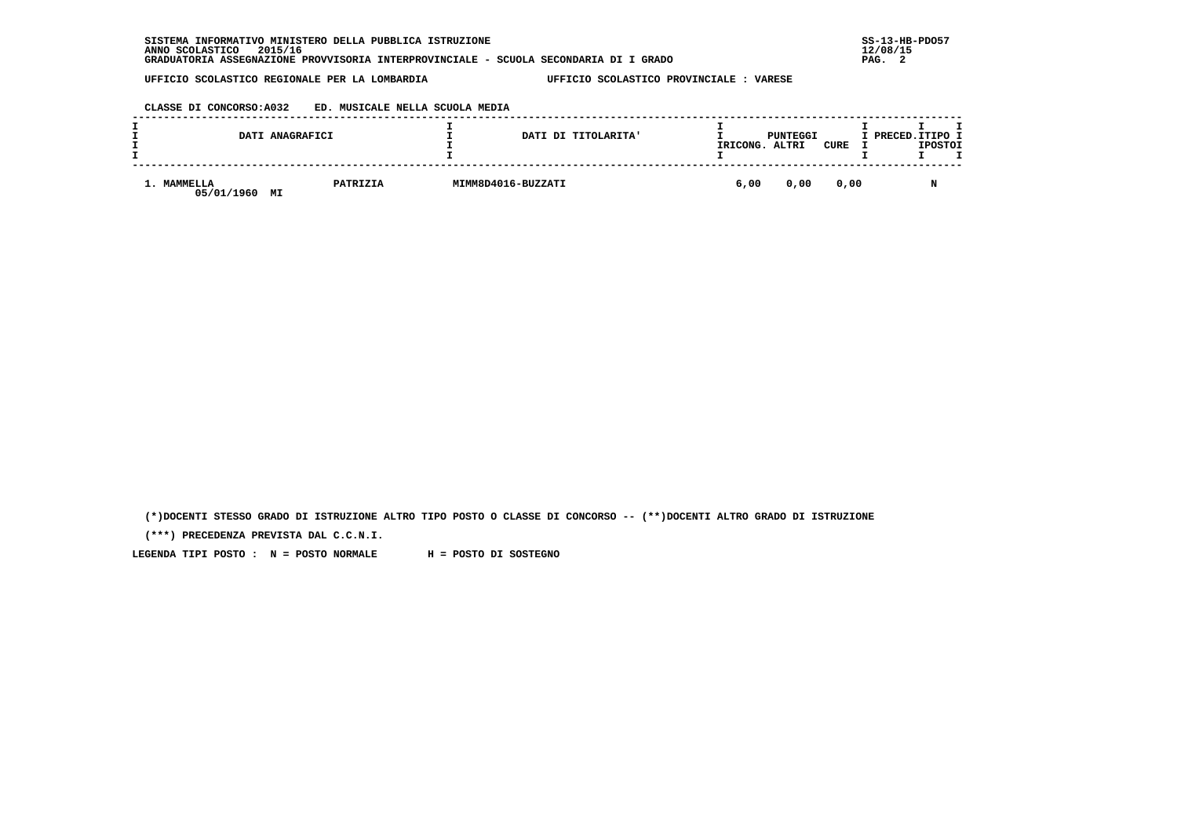SISTEMA INFORMATIVO MINISTERO DELLA PUBBLICA ISTRUZIONE
ANNO SCOLASTICO 2015/16
GRADUATORIA ASSEGNAZIONE PROVVISORIA INTERPROVINCIALE - SCUOLA SECONDARIA DI I GRADO

UFFICIO SCOLASTICO REGIONALE PER LA LOMBARDIA — UFFICIO SCOLASTICO PROVINCIALE : VARESE

CLASSE DI CONCORSO:A032 ED. MUSICALE NELLA SCUOLA MEDIA

| DATI ANAGRAFICI | | DATI DI TITOLARITA' | PUNTEGGI RICONG. | PUNTEGGI ALTRI | PUNTEGGI CURE | PRECED. | TIPO POSTO |
|---|---|---|---|---|---|---|---|
| 1. MAMMELLA 05/01/1960 MI | PATRIZIA | MIMM8D4016-BUZZATI | 6,00 | 0,00 | 0,00 | | N |

(*)DOCENTI STESSO GRADO DI ISTRUZIONE ALTRO TIPO POSTO O CLASSE DI CONCORSO -- (**)DOCENTI ALTRO GRADO DI ISTRUZIONE

(***) PRECEDENZA PREVISTA DAL C.C.N.I.

LEGENDA TIPI POSTO : N = POSTO NORMALE H = POSTO DI SOSTEGNO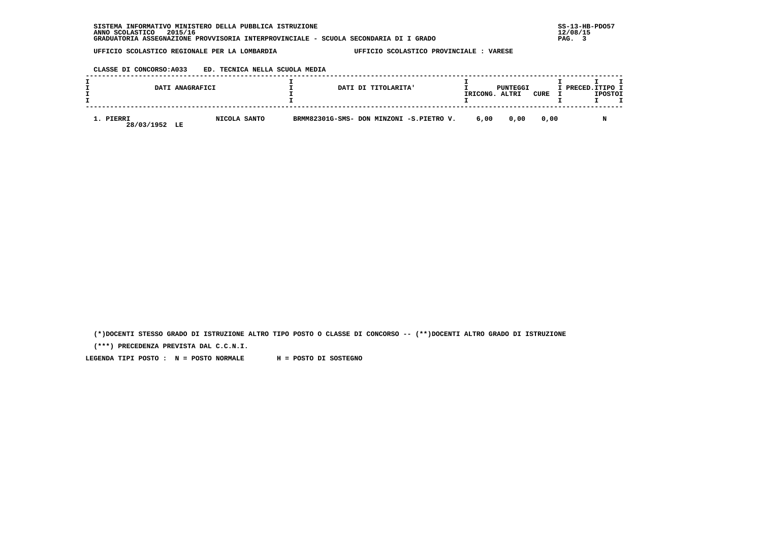SISTEMA INFORMATIVO MINISTERO DELLA PUBBLICA ISTRUZIONE
ANNO SCOLASTICO 2015/16
GRADUATORIA ASSEGNAZIONE PROVVISORIA INTERPROVINCIALE - SCUOLA SECONDARIA DI I GRADO

SS-13-HB-PDO57
12/08/15

UFFICIO SCOLASTICO REGIONALE PER LA LOMBARDIA — UFFICIO SCOLASTICO PROVINCIALE : VARESE

CLASSE DI CONCORSO:A033 ED. TECNICA NELLA SCUOLA MEDIA

| DATI ANAGRAFICI | | DATI DI TITOLARITA' | PUNTEGGI | | | PRECED. | TIPO POSTO |
|---|---|---|---|---|---|---|---|
| | | | RICONG. | ALTRI | CURE | | |
| 1. PIERRI 28/03/1952 LE | NICOLA SANTO | BRMM82301G-SMS- DON MINZONI -S.PIETRO V. | 6,00 | 0,00 | 0,00 | | N |

(*)DOCENTI STESSO GRADO DI ISTRUZIONE ALTRO TIPO POSTO O CLASSE DI CONCORSO -- (**)DOCENTI ALTRO GRADO DI ISTRUZIONE

(***) PRECEDENZA PREVISTA DAL C.C.N.I.

LEGENDA TIPI POSTO : N = POSTO NORMALE H = POSTO DI SOSTEGNO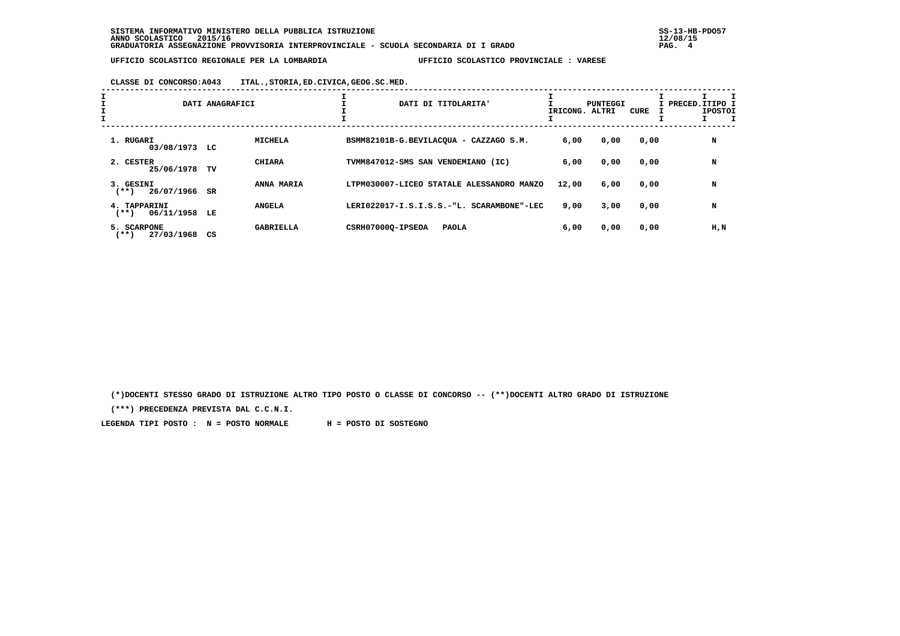SISTEMA INFORMATIVO MINISTERO DELLA PUBBLICA ISTRUZIONE
ANNO SCOLASTICO 2015/16
GRADUATORIA ASSEGNAZIONE PROVVISORIA INTERPROVINCIALE - SCUOLA SECONDARIA DI I GRADO

SS-13-HB-PDO57
12/08/15

UFFICIO SCOLASTICO REGIONALE PER LA LOMBARDIA — UFFICIO SCOLASTICO PROVINCIALE : VARESE

CLASSE DI CONCORSO:A043 ITAL.,STORIA,ED.CIVICA,GEOG.SC.MED.

| DATI ANAGRAFICI | | | DATI DI TITOLARITA' | PUNTEGGI RICONG. | ALTRI | CURE | PRECED. | TIPO POSTO |
|---|---|---|---|---|---|---|---|---|
| 1. RUGARI 03/08/1973 | LC | MICHELA | BSMM82101B-G.BEVILACQUA - CAZZAGO S.M. | 6,00 | 0,00 | 0,00 | | N |
| 2. CESTER 25/06/1978 | TV | CHIARA | TVMM847012-SMS SAN VENDEMIANO (IC) | 6,00 | 0,00 | 0,00 | | N |
| 3. GESINI (**) 26/07/1966 | SR | ANNA MARIA | LTPM030007-LICEO STATALE ALESSANDRO MANZO | 12,00 | 6,00 | 0,00 | | N |
| 4. TAPPARINI (**) 06/11/1958 | LE | ANGELA | LERI022017-I.S.I.S.S.-"L. SCARAMBONE"-LEC | 9,00 | 3,00 | 0,00 | | N |
| 5. SCARPONE (**) 27/03/1968 | CS | GABRIELLA | CSRH07000Q-IPSEOA PAOLA | 6,00 | 0,00 | 0,00 | | H,N |

(*)DOCENTI STESSO GRADO DI ISTRUZIONE ALTRO TIPO POSTO O CLASSE DI CONCORSO -- (**)DOCENTI ALTRO GRADO DI ISTRUZIONE

(***) PRECEDENZA PREVISTA DAL C.C.N.I.

LEGENDA TIPI POSTO : N = POSTO NORMALE H = POSTO DI SOSTEGNO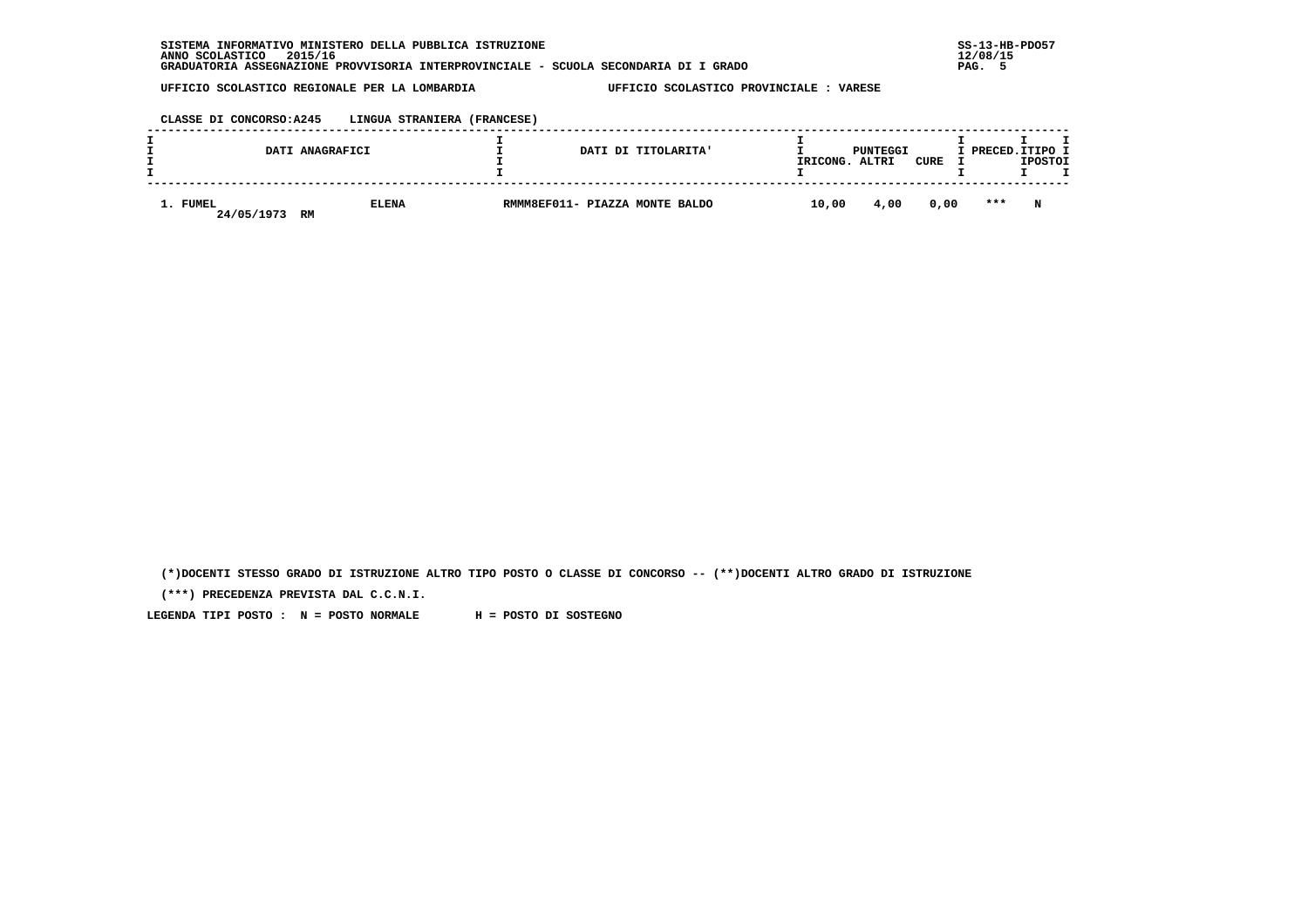SISTEMA INFORMATIVO MINISTERO DELLA PUBBLICA ISTRUZIONE
ANNO SCOLASTICO 2015/16
GRADUATORIA ASSEGNAZIONE PROVVISORIA INTERPROVINCIALE - SCUOLA SECONDARIA DI I GRADO

UFFICIO SCOLASTICO REGIONALE PER LA LOMBARDIA — UFFICIO SCOLASTICO PROVINCIALE : VARESE

CLASSE DI CONCORSO:A245 LINGUA STRANIERA (FRANCESE)

| DATI ANAGRAFICI | | DATI DI TITOLARITA' | PUNTEGGI | | | PRECED. | TIPO POSTO |
|---|---|---|---|---|---|---|---|
| | | | RICONG. | ALTRI | CURE | | |
| 1. FUMEL 24/05/1973 RM | ELENA | RMMM8EF011- PIAZZA MONTE BALDO | 10,00 | 4,00 | 0,00 | *** | N |

(*)DOCENTI STESSO GRADO DI ISTRUZIONE ALTRO TIPO POSTO O CLASSE DI CONCORSO -- (**)DOCENTI ALTRO GRADO DI ISTRUZIONE

(***) PRECEDENZA PREVISTA DAL C.C.N.I.

LEGENDA TIPI POSTO : N = POSTO NORMALE H = POSTO DI SOSTEGNO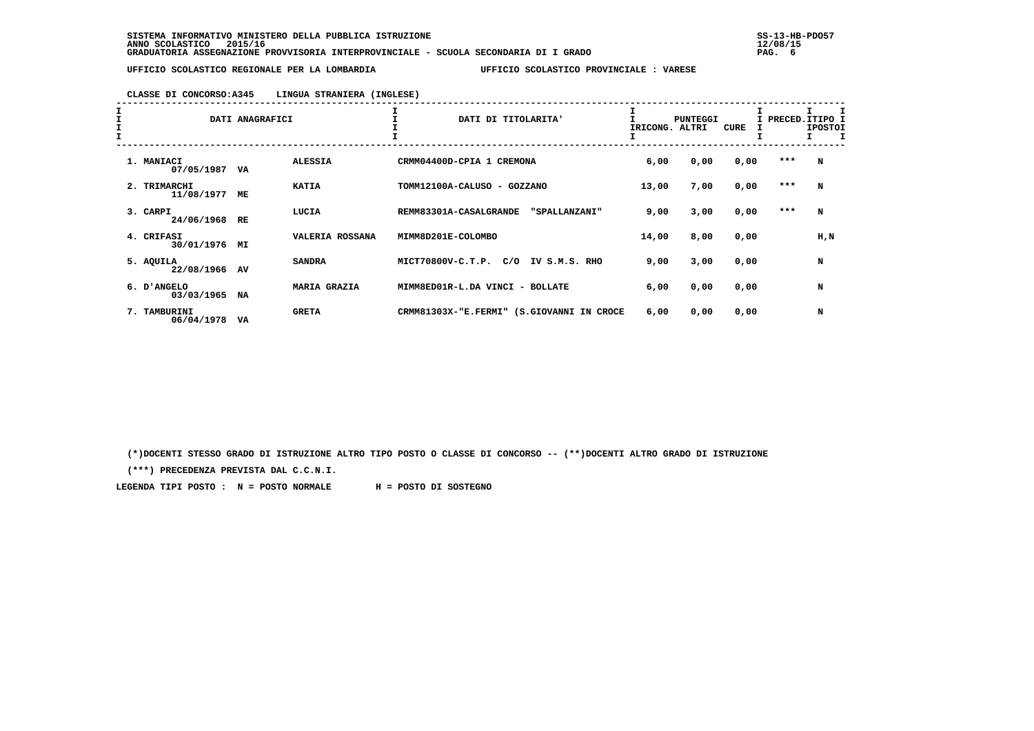SISTEMA INFORMATIVO MINISTERO DELLA PUBBLICA ISTRUZIONE
ANNO SCOLASTICO 2015/16
GRADUATORIA ASSEGNAZIONE PROVVISORIA INTERPROVINCIALE - SCUOLA SECONDARIA DI I GRADO

UFFICIO SCOLASTICO REGIONALE PER LA LOMBARDIA — UFFICIO SCOLASTICO PROVINCIALE : VARESE

CLASSE DI CONCORSO:A345 LINGUA STRANIERA (INGLESE)

| DATI ANAGRAFICI | | | DATI DI TITOLARITA' | PUNTEGGI RICONG. | PUNTEGGI ALTRI | PUNTEGGI CURE | PRECED. | TIPO POSTO |
|---|---|---|---|---|---|---|---|---|
| 1. MANIACI 07/05/1987 | VA | ALESSIA | CRMM04400D-CPIA 1 CREMONA | 6,00 | 0,00 | 0,00 | *** | N |
| 2. TRIMARCHI 11/08/1977 | ME | KATIA | TOMM12100A-CALUSO - GOZZANO | 13,00 | 7,00 | 0,00 | *** | N |
| 3. CARPI 24/06/1968 | RE | LUCIA | REMM83301A-CASALGRANDE "SPALLANZANI" | 9,00 | 3,00 | 0,00 | *** | N |
| 4. CRIFASI 30/01/1976 | MI | VALERIA ROSSANA | MIMM8D201E-COLOMBO | 14,00 | 8,00 | 0,00 | | H,N |
| 5. AQUILA 22/08/1966 | AV | SANDRA | MICT70800V-C.T.P. C/O IV S.M.S. RHO | 9,00 | 3,00 | 0,00 | | N |
| 6. D'ANGELO 03/03/1965 | NA | MARIA GRAZIA | MIMM8ED01R-L.DA VINCI - BOLLATE | 6,00 | 0,00 | 0,00 | | N |
| 7. TAMBURINI 06/04/1978 | VA | GRETA | CRMM81303X-"E.FERMI" (S.GIOVANNI IN CROCE | 6,00 | 0,00 | 0,00 | | N |

(*)DOCENTI STESSO GRADO DI ISTRUZIONE ALTRO TIPO POSTO O CLASSE DI CONCORSO -- (**)DOCENTI ALTRO GRADO DI ISTRUZIONE

(***) PRECEDENZA PREVISTA DAL C.C.N.I.

LEGENDA TIPI POSTO : N = POSTO NORMALE H = POSTO DI SOSTEGNO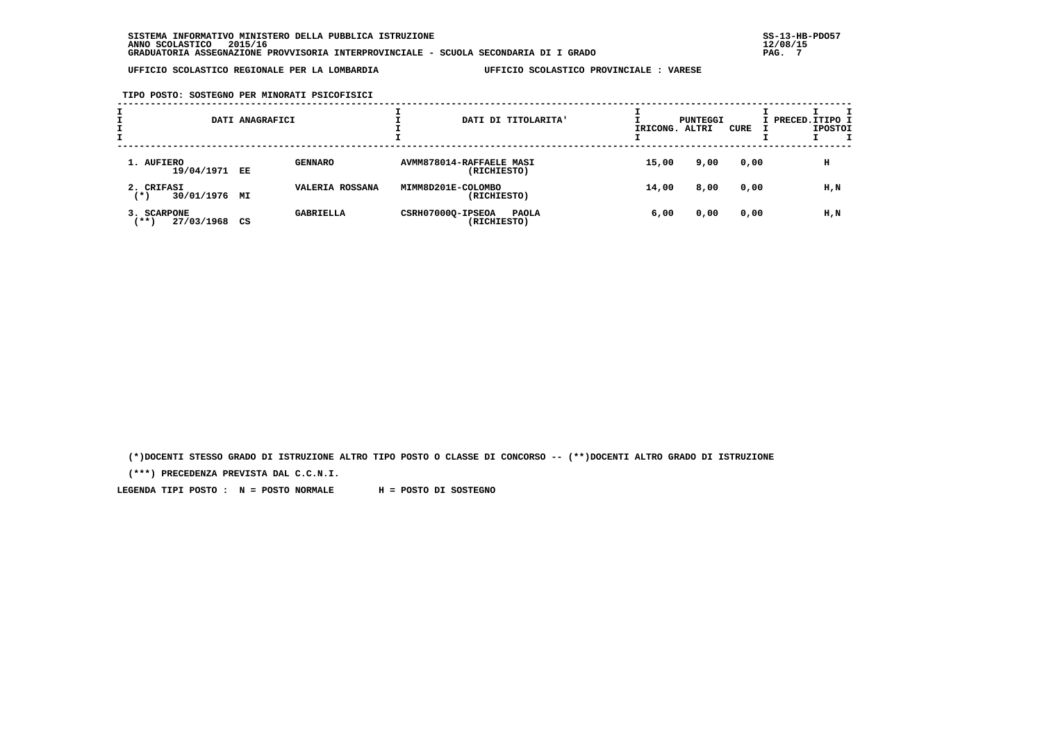SISTEMA INFORMATIVO MINISTERO DELLA PUBBLICA ISTRUZIONE
ANNO SCOLASTICO 2015/16
GRADUATORIA ASSEGNAZIONE PROVVISORIA INTERPROVINCIALE - SCUOLA SECONDARIA DI I GRADO

SS-13-HB-PDO57
12/08/15

UFFICIO SCOLASTICO REGIONALE PER LA LOMBARDIA — UFFICIO SCOLASTICO PROVINCIALE : VARESE

TIPO POSTO: SOSTEGNO PER MINORATI PSICOFISICI

| DATI ANAGRAFICI | | | DATI DI TITOLARITA' | PUNTEGGI RICONG. | ALTRI | CURE | PRECED. | TIPO POSTO |
|---|---|---|---|---|---|---|---|---|
| 1. AUFIERO 19/04/1971 | EE | GENNARO | AVMM878014-RAFFAELE MASI (RICHIESTO) | 15,00 | 9,00 | 0,00 | | H |
| 2. CRIFASI (*) 30/01/1976 | MI | VALERIA ROSSANA | MIMM8D201E-COLOMBO (RICHIESTO) | 14,00 | 8,00 | 0,00 | | H,N |
| 3. SCARPONE (**) 27/03/1968 | CS | GABRIELLA | CSRH07000Q-IPSEOA PAOLA (RICHIESTO) | 6,00 | 0,00 | 0,00 | | H,N |

(*)DOCENTI STESSO GRADO DI ISTRUZIONE ALTRO TIPO POSTO O CLASSE DI CONCORSO -- (**)DOCENTI ALTRO GRADO DI ISTRUZIONE

(***) PRECEDENZA PREVISTA DAL C.C.N.I.

LEGENDA TIPI POSTO : N = POSTO NORMALE H = POSTO DI SOSTEGNO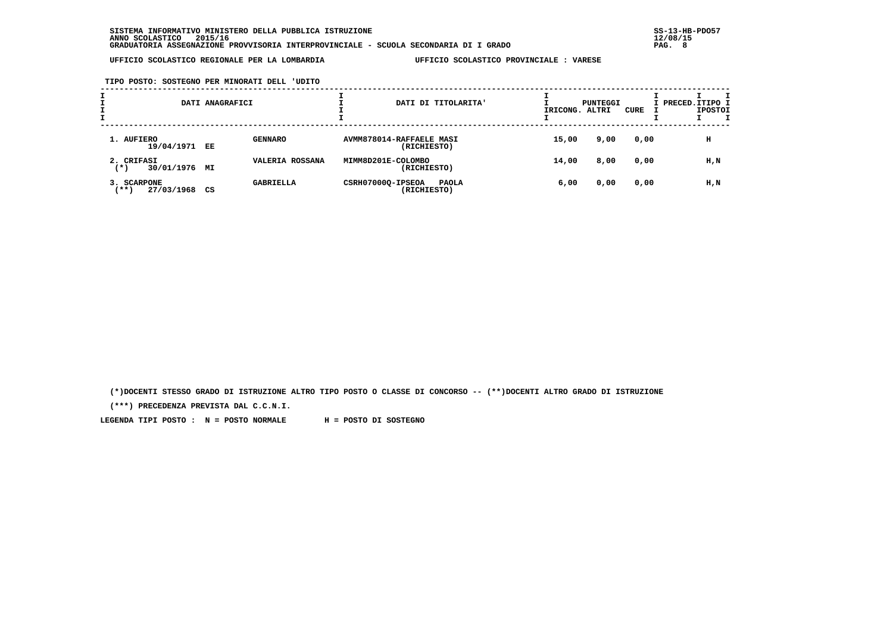SISTEMA INFORMATIVO MINISTERO DELLA PUBBLICA ISTRUZIONE
ANNO SCOLASTICO 2015/16
GRADUATORIA ASSEGNAZIONE PROVVISORIA INTERPROVINCIALE - SCUOLA SECONDARIA DI I GRADO

UFFICIO SCOLASTICO REGIONALE PER LA LOMBARDIA — UFFICIO SCOLASTICO PROVINCIALE : VARESE

TIPO POSTO: SOSTEGNO PER MINORATI DELL 'UDITO

| DATI ANAGRAFICI | | | DATI DI TITOLARITA' | PUNTEGGI RICONG. | PUNTEGGI ALTRI | PUNTEGGI CURE | PRECED. | TIPO POSTO |
|---|---|---|---|---|---|---|---|---|
| 1. AUFIERO 19/04/1971 | EE | GENNARO | AVMM878014-RAFFAELE MASI (RICHIESTO) | 15,00 | 9,00 | 0,00 | | H |
| 2. CRIFASI (*) 30/01/1976 | MI | VALERIA ROSSANA | MIMM8D201E-COLOMBO (RICHIESTO) | 14,00 | 8,00 | 0,00 | | H,N |
| 3. SCARPONE (**) 27/03/1968 | CS | GABRIELLA | CSRH07000Q-IPSEOA PAOLA (RICHIESTO) | 6,00 | 0,00 | 0,00 | | H,N |

(*)DOCENTI STESSO GRADO DI ISTRUZIONE ALTRO TIPO POSTO O CLASSE DI CONCORSO -- (**)DOCENTI ALTRO GRADO DI ISTRUZIONE

(***) PRECEDENZA PREVISTA DAL C.C.N.I.

LEGENDA TIPI POSTO : N = POSTO NORMALE H = POSTO DI SOSTEGNO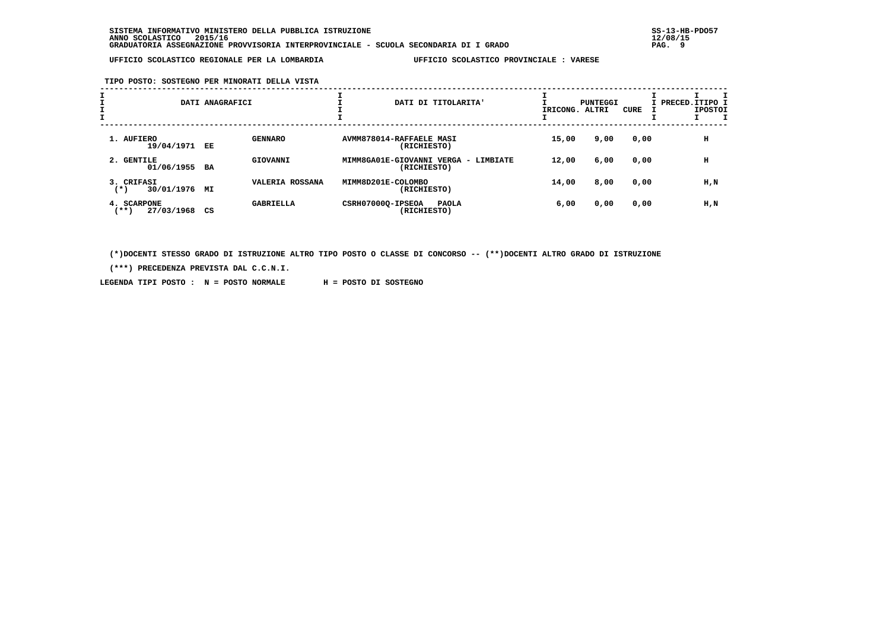SISTEMA INFORMATIVO MINISTERO DELLA PUBBLICA ISTRUZIONE
ANNO SCOLASTICO 2015/16
GRADUATORIA ASSEGNAZIONE PROVVISORIA INTERPROVINCIALE - SCUOLA SECONDARIA DI I GRADO

SS-13-HB-PDO57
12/08/15

UFFICIO SCOLASTICO REGIONALE PER LA LOMBARDIA    UFFICIO SCOLASTICO PROVINCIALE : VARESE

TIPO POSTO: SOSTEGNO PER MINORATI DELLA VISTA

| DATI ANAGRAFICI | | | DATI DI TITOLARITA' | PUNTEGGI IRICONG. | ALTRI | CURE | PRECED. | TIPO POSTO |
|---|---|---|---|---|---|---|---|---|
| 1. AUFIERO 19/04/1971 | EE | GENNARO | AVMM878014-RAFFAELE MASI (RICHIESTO) | 15,00 | 9,00 | 0,00 | | H |
| 2. GENTILE 01/06/1955 | BA | GIOVANNI | MIMM8GA01E-GIOVANNI VERGA - LIMBIATE (RICHIESTO) | 12,00 | 6,00 | 0,00 | | H |
| 3. CRIFASI (*) 30/01/1976 | MI | VALERIA ROSSANA | MIMM8D201E-COLOMBO (RICHIESTO) | 14,00 | 8,00 | 0,00 | | H,N |
| 4. SCARPONE (**) 27/03/1968 | CS | GABRIELLA | CSRH07000Q-IPSEOA PAOLA (RICHIESTO) | 6,00 | 0,00 | 0,00 | | H,N |

(*)DOCENTI STESSO GRADO DI ISTRUZIONE ALTRO TIPO POSTO O CLASSE DI CONCORSO -- (**)DOCENTI ALTRO GRADO DI ISTRUZIONE

(***) PRECEDENZA PREVISTA DAL C.C.N.I.

LEGENDA TIPI POSTO : N = POSTO NORMALE H = POSTO DI SOSTEGNO